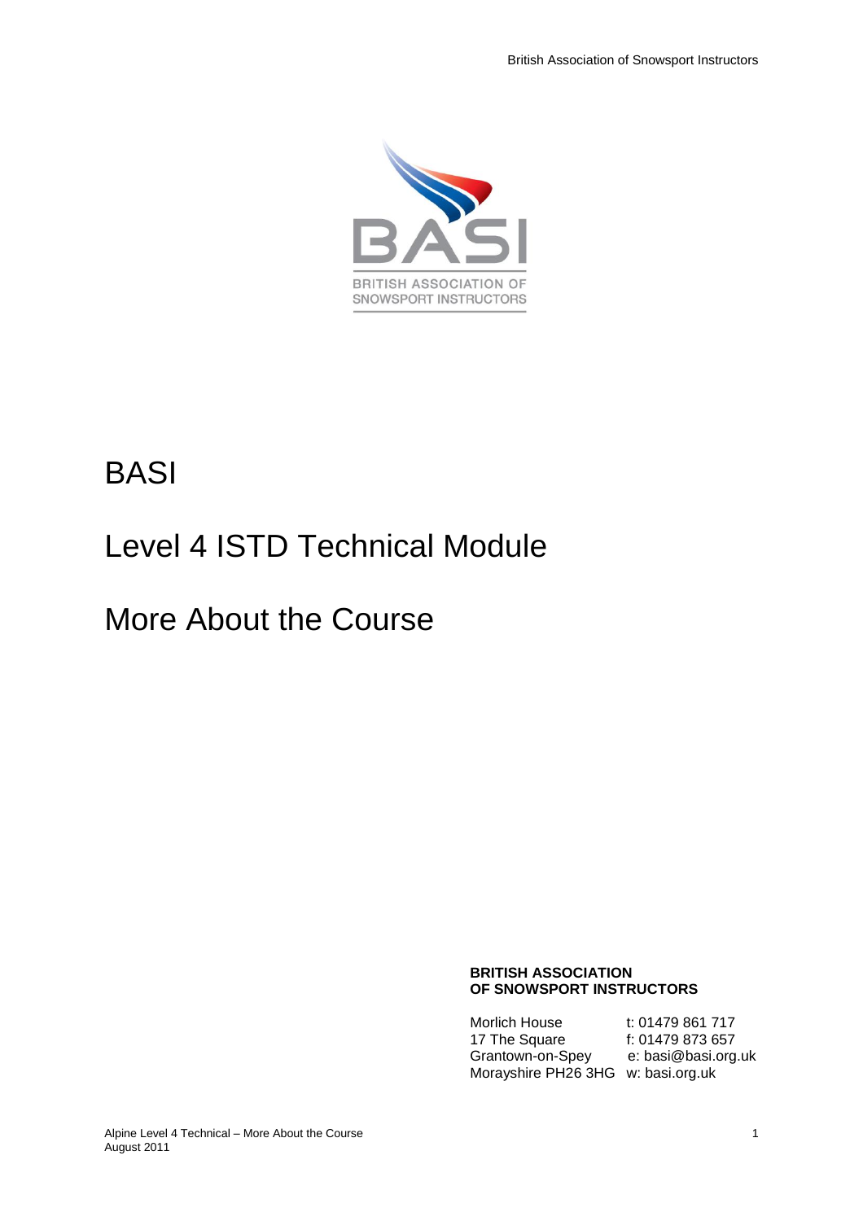# BASI

# Level 4 ISTD Technical Module

# More About the Course

**BRITISH ASSOCIATION OF SNOWSPORT INSTRUCTORS**

| | |
|---|---|
| Morlich House | t: 01479 861 717 |
| 17 The Square | f: 01479 873 657 |
| Grantown-on-Spey | e: basi@basi.org.uk |
| Morayshire PH26 3HG | w: basi.org.uk |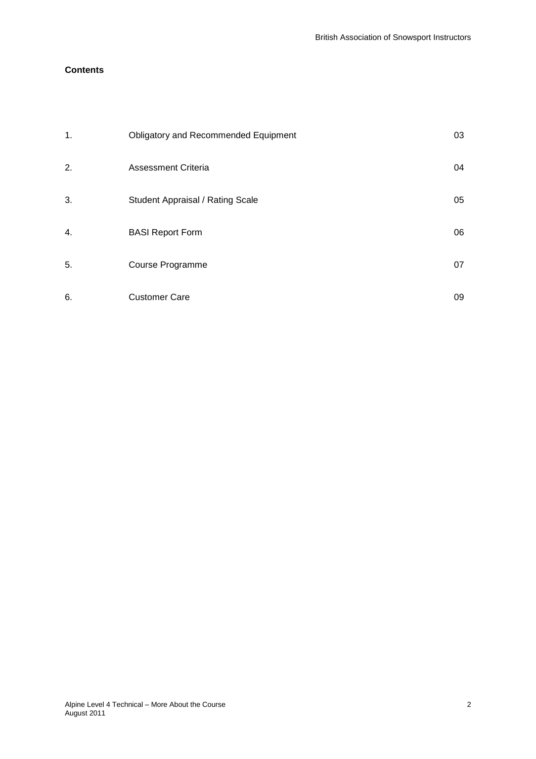**Contents**

| | | |
|---|---|---|
| 1. | Obligatory and Recommended Equipment | 03 |
| 2. | Assessment Criteria | 04 |
| 3. | Student Appraisal / Rating Scale | 05 |
| 4. | BASI Report Form | 06 |
| 5. | Course Programme | 07 |
| 6. | Customer Care | 09 |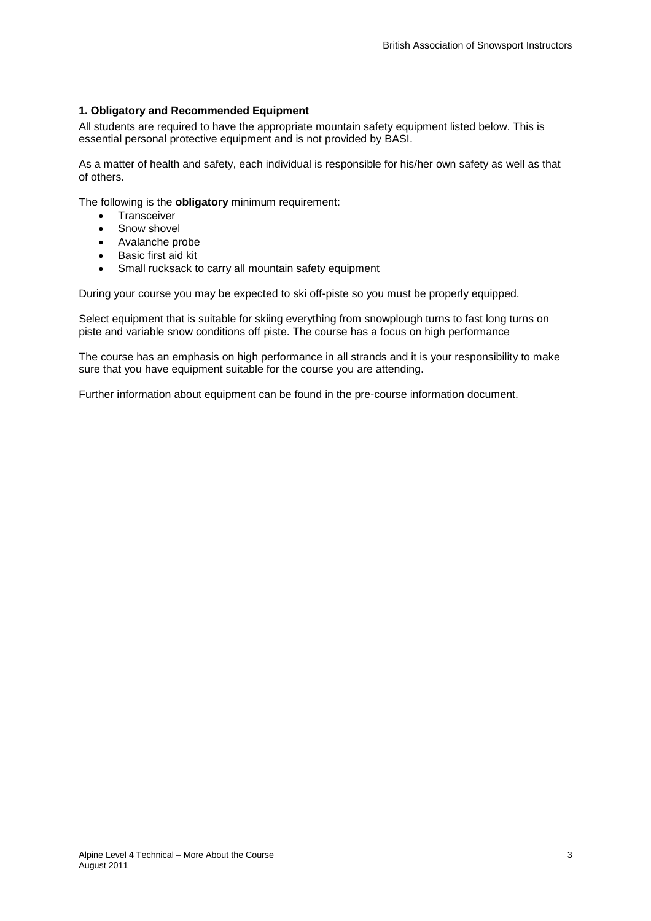## 1. Obligatory and Recommended Equipment

All students are required to have the appropriate mountain safety equipment listed below. This is essential personal protective equipment and is not provided by BASI.

As a matter of health and safety, each individual is responsible for his/her own safety as well as that of others.

The following is the **obligatory** minimum requirement:

- Transceiver
- Snow shovel
- Avalanche probe
- Basic first aid kit
- Small rucksack to carry all mountain safety equipment

During your course you may be expected to ski off-piste so you must be properly equipped.

Select equipment that is suitable for skiing everything from snowplough turns to fast long turns on piste and variable snow conditions off piste. The course has a focus on high performance

The course has an emphasis on high performance in all strands and it is your responsibility to make sure that you have equipment suitable for the course you are attending.

Further information about equipment can be found in the pre-course information document.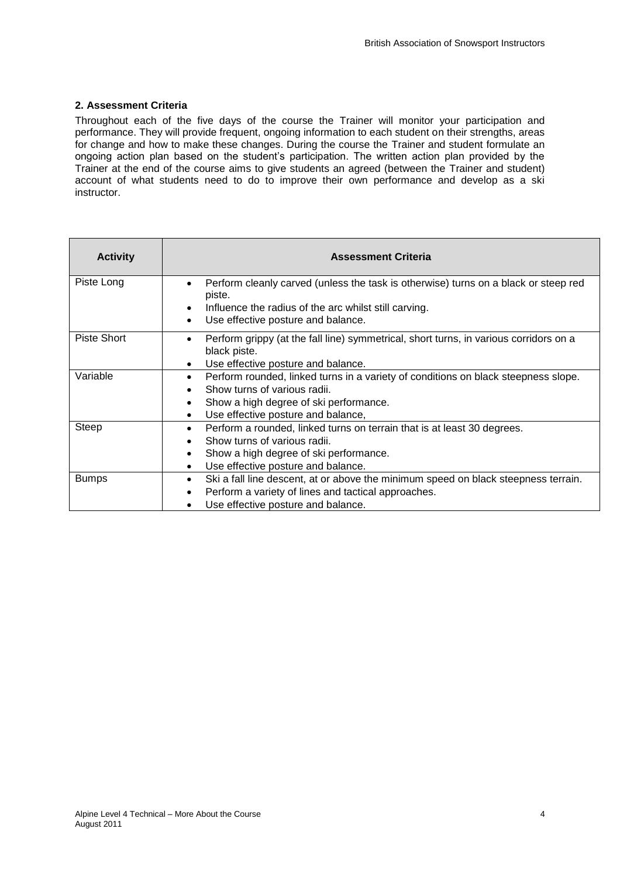## 2. Assessment Criteria

Throughout each of the five days of the course the Trainer will monitor your participation and performance. They will provide frequent, ongoing information to each student on their strengths, areas for change and how to make these changes. During the course the Trainer and student formulate an ongoing action plan based on the student's participation. The written action plan provided by the Trainer at the end of the course aims to give students an agreed (between the Trainer and student) account of what students need to do to improve their own performance and develop as a ski instructor.

| Activity | Assessment Criteria |
|---|---|
| Piste Long | • Perform cleanly carved (unless the task is otherwise) turns on a black or steep red piste.<br>• Influence the radius of the arc whilst still carving.<br>• Use effective posture and balance. |
| Piste Short | • Perform grippy (at the fall line) symmetrical, short turns, in various corridors on a black piste.<br>• Use effective posture and balance. |
| Variable | • Perform rounded, linked turns in a variety of conditions on black steepness slope.<br>• Show turns of various radii.<br>• Show a high degree of ski performance.<br>• Use effective posture and balance, |
| Steep | • Perform a rounded, linked turns on terrain that is at least 30 degrees.<br>• Show turns of various radii.<br>• Show a high degree of ski performance.<br>• Use effective posture and balance. |
| Bumps | • Ski a fall line descent, at or above the minimum speed on black steepness terrain.<br>• Perform a variety of lines and tactical approaches.<br>• Use effective posture and balance. |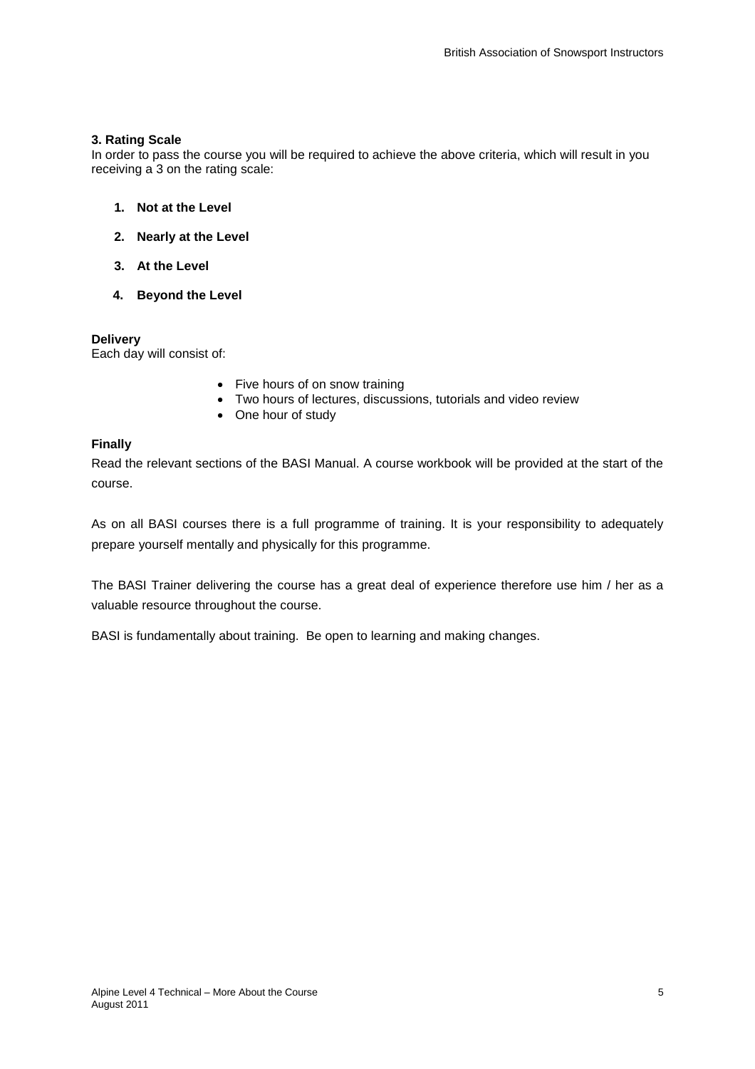### 3. Rating Scale

In order to pass the course you will be required to achieve the above criteria, which will result in you receiving a 3 on the rating scale:

1. **Not at the Level**
2. **Nearly at the Level**
3. **At the Level**
4. **Beyond the Level**

**Delivery**

Each day will consist of:

- Five hours of on snow training
- Two hours of lectures, discussions, tutorials and video review
- One hour of study

**Finally**

Read the relevant sections of the BASI Manual. A course workbook will be provided at the start of the course.

As on all BASI courses there is a full programme of training. It is your responsibility to adequately prepare yourself mentally and physically for this programme.

The BASI Trainer delivering the course has a great deal of experience therefore use him / her as a valuable resource throughout the course.

BASI is fundamentally about training. Be open to learning and making changes.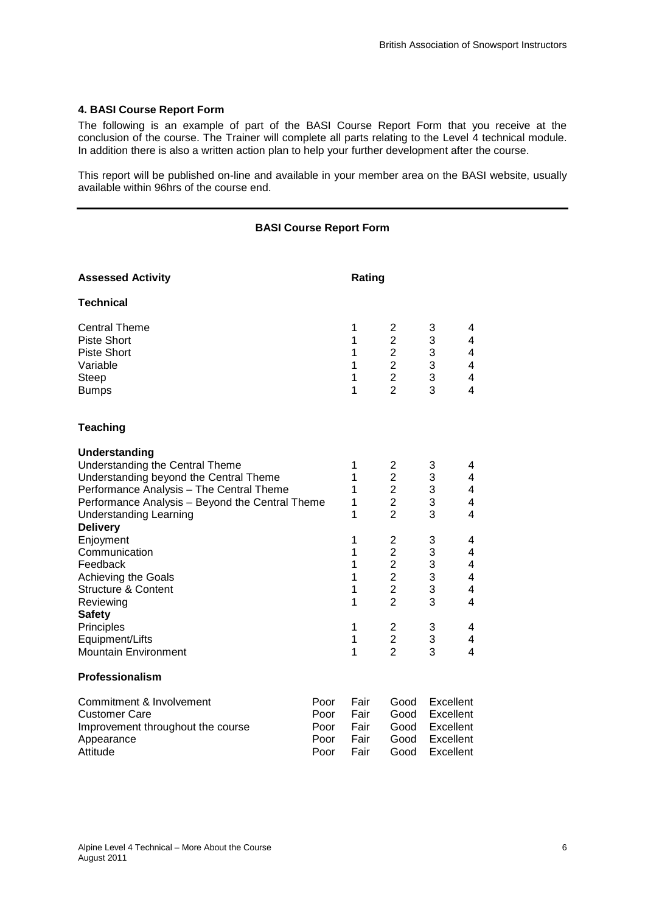### 4. BASI Course Report Form

The following is an example of part of the BASI Course Report Form that you receive at the conclusion of the course. The Trainer will complete all parts relating to the Level 4 technical module. In addition there is also a written action plan to help your further development after the course.

This report will be published on-line and available in your member area on the BASI website, usually available within 96hrs of the course end.

---

**BASI Course Report Form**

| Assessed Activity | Rating | | | |
|---|---|---|---|---|
| **Technical** | | | | |
| Central Theme | 1 | 2 | 3 | 4 |
| Piste Short | 1 | 2 | 3 | 4 |
| Piste Short | 1 | 2 | 3 | 4 |
| Variable | 1 | 2 | 3 | 4 |
| Steep | 1 | 2 | 3 | 4 |
| Bumps | 1 | 2 | 3 | 4 |
| **Teaching** | | | | |
| **Understanding** | | | | |
| Understanding the Central Theme | 1 | 2 | 3 | 4 |
| Understanding beyond the Central Theme | 1 | 2 | 3 | 4 |
| Performance Analysis – The Central Theme | 1 | 2 | 3 | 4 |
| Performance Analysis – Beyond the Central Theme | 1 | 2 | 3 | 4 |
| Understanding Learning | 1 | 2 | 3 | 4 |
| **Delivery** | | | | |
| Enjoyment | 1 | 2 | 3 | 4 |
| Communication | 1 | 2 | 3 | 4 |
| Feedback | 1 | 2 | 3 | 4 |
| Achieving the Goals | 1 | 2 | 3 | 4 |
| Structure & Content | 1 | 2 | 3 | 4 |
| Reviewing | 1 | 2 | 3 | 4 |
| **Safety** | | | | |
| Principles | 1 | 2 | 3 | 4 |
| Equipment/Lifts | 1 | 2 | 3 | 4 |
| Mountain Environment | 1 | 2 | 3 | 4 |

**Professionalism**

| | | | | |
|---|---|---|---|---|
| Commitment & Involvement | Poor | Fair | Good | Excellent |
| Customer Care | Poor | Fair | Good | Excellent |
| Improvement throughout the course | Poor | Fair | Good | Excellent |
| Appearance | Poor | Fair | Good | Excellent |
| Attitude | Poor | Fair | Good | Excellent |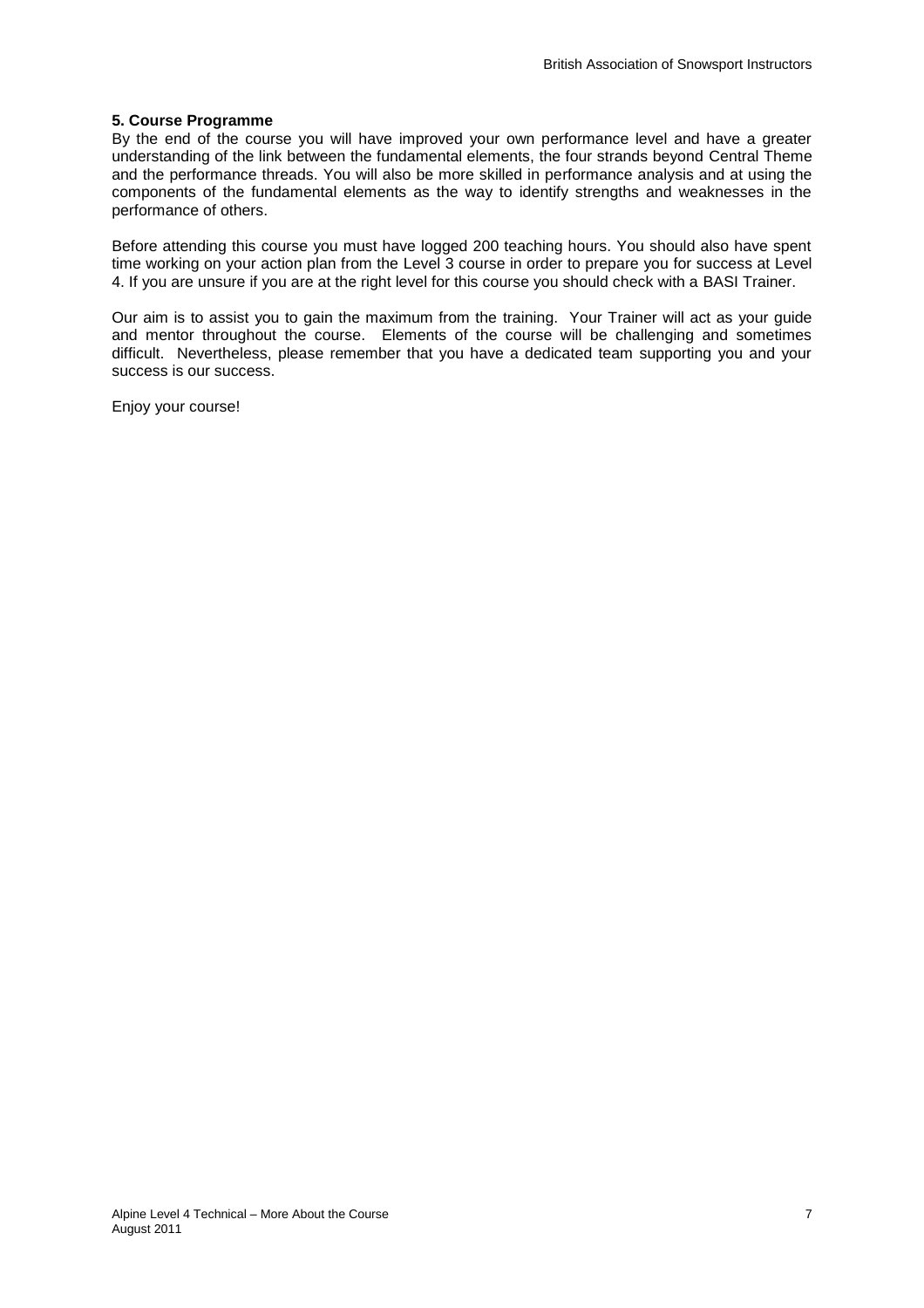**5. Course Programme**

By the end of the course you will have improved your own performance level and have a greater understanding of the link between the fundamental elements, the four strands beyond Central Theme and the performance threads. You will also be more skilled in performance analysis and at using the components of the fundamental elements as the way to identify strengths and weaknesses in the performance of others.

Before attending this course you must have logged 200 teaching hours. You should also have spent time working on your action plan from the Level 3 course in order to prepare you for success at Level 4. If you are unsure if you are at the right level for this course you should check with a BASI Trainer.

Our aim is to assist you to gain the maximum from the training. Your Trainer will act as your guide and mentor throughout the course. Elements of the course will be challenging and sometimes difficult. Nevertheless, please remember that you have a dedicated team supporting you and your success is our success.

Enjoy your course!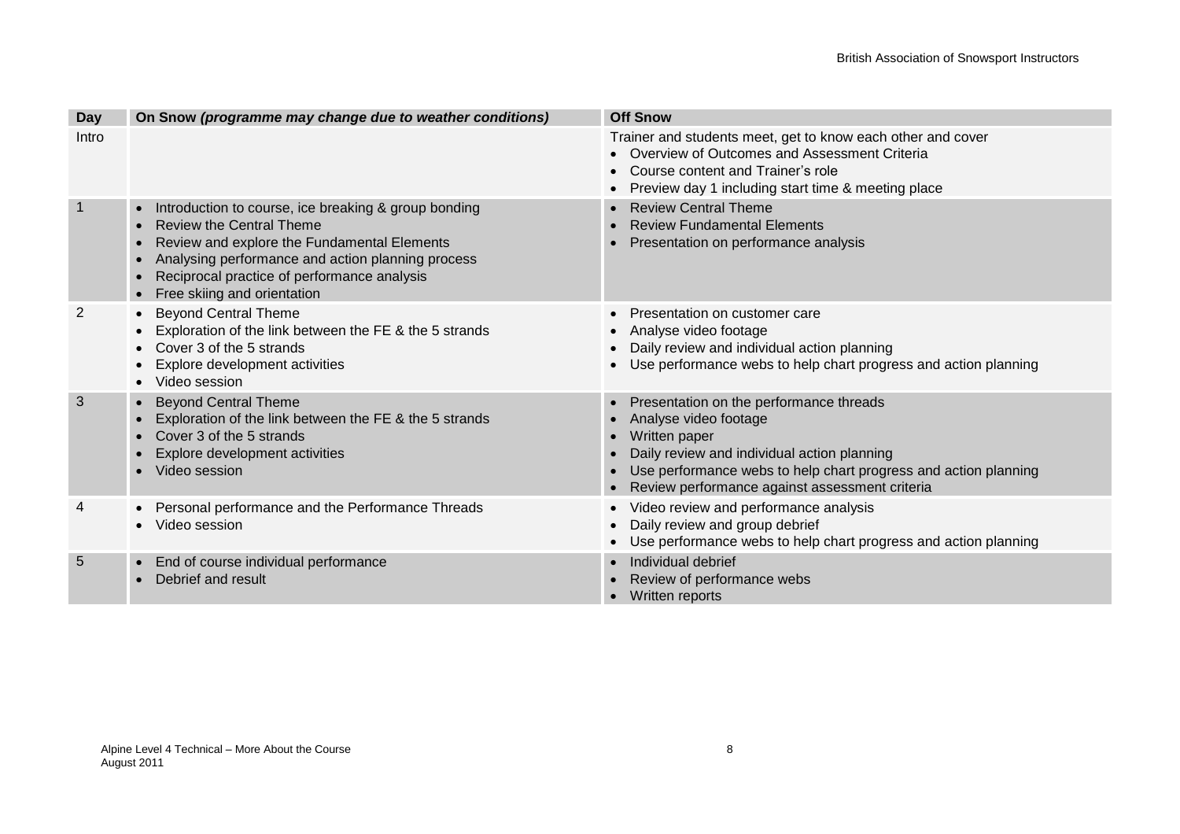| Day | On Snow *(programme may change due to weather conditions)* | Off Snow |
|---|---|---|
| Intro | | Trainer and students meet, get to know each other and cover<br>• Overview of Outcomes and Assessment Criteria<br>• Course content and Trainer's role<br>• Preview day 1 including start time & meeting place |
| 1 | • Introduction to course, ice breaking & group bonding<br>• Review the Central Theme<br>• Review and explore the Fundamental Elements<br>• Analysing performance and action planning process<br>• Reciprocal practice of performance analysis<br>• Free skiing and orientation | • Review Central Theme<br>• Review Fundamental Elements<br>• Presentation on performance analysis |
| 2 | • Beyond Central Theme<br>• Exploration of the link between the FE & the 5 strands<br>• Cover 3 of the 5 strands<br>• Explore development activities<br>• Video session | • Presentation on customer care<br>• Analyse video footage<br>• Daily review and individual action planning<br>• Use performance webs to help chart progress and action planning |
| 3 | • Beyond Central Theme<br>• Exploration of the link between the FE & the 5 strands<br>• Cover 3 of the 5 strands<br>• Explore development activities<br>• Video session | • Presentation on the performance threads<br>• Analyse video footage<br>• Written paper<br>• Daily review and individual action planning<br>• Use performance webs to help chart progress and action planning<br>• Review performance against assessment criteria |
| 4 | • Personal performance and the Performance Threads<br>• Video session | • Video review and performance analysis<br>• Daily review and group debrief<br>• Use performance webs to help chart progress and action planning |
| 5 | • End of course individual performance<br>• Debrief and result | • Individual debrief<br>• Review of performance webs<br>• Written reports |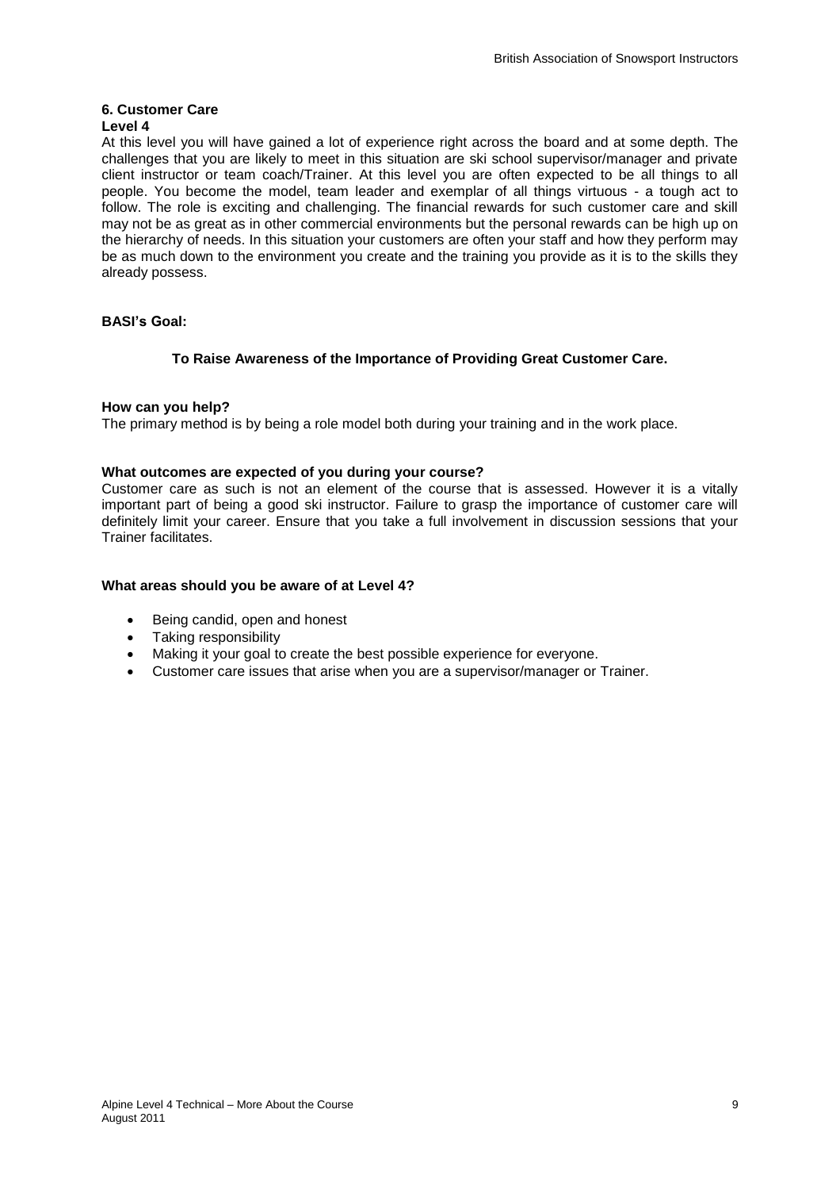## 6. Customer Care

### Level 4

At this level you will have gained a lot of experience right across the board and at some depth. The challenges that you are likely to meet in this situation are ski school supervisor/manager and private client instructor or team coach/Trainer. At this level you are often expected to be all things to all people. You become the model, team leader and exemplar of all things virtuous - a tough act to follow. The role is exciting and challenging. The financial rewards for such customer care and skill may not be as great as in other commercial environments but the personal rewards can be high up on the hierarchy of needs. In this situation your customers are often your staff and how they perform may be as much down to the environment you create and the training you provide as it is to the skills they already possess.

**BASI's Goal:**

**To Raise Awareness of the Importance of Providing Great Customer Care.**

**How can you help?**

The primary method is by being a role model both during your training and in the work place.

**What outcomes are expected of you during your course?**

Customer care as such is not an element of the course that is assessed. However it is a vitally important part of being a good ski instructor. Failure to grasp the importance of customer care will definitely limit your career. Ensure that you take a full involvement in discussion sessions that your Trainer facilitates.

**What areas should you be aware of at Level 4?**

- Being candid, open and honest
- Taking responsibility
- Making it your goal to create the best possible experience for everyone.
- Customer care issues that arise when you are a supervisor/manager or Trainer.